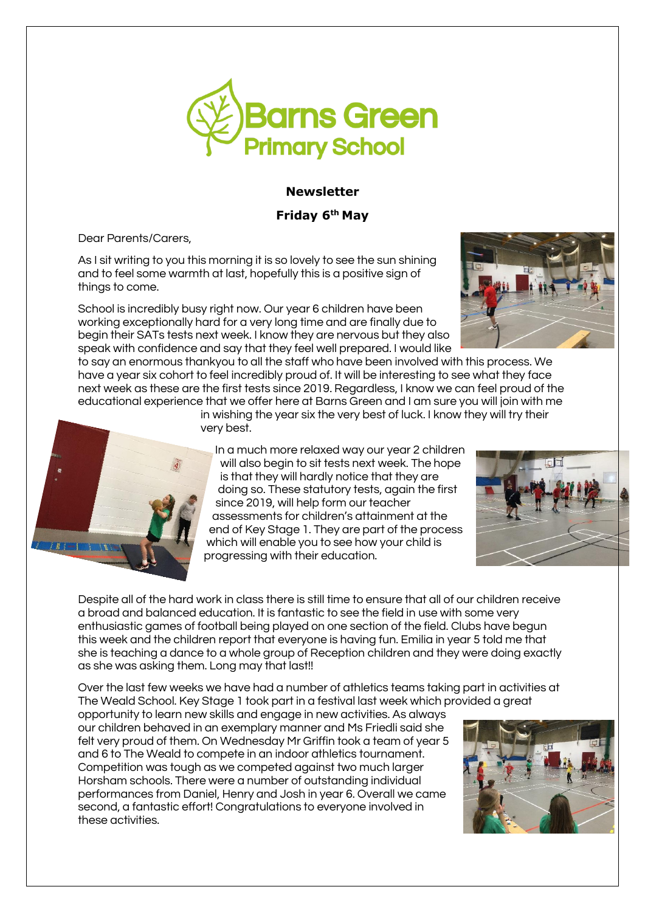# Barns Green Primary School

**Newsletter**

**Friday 6th May**

Dear Parents/Carers,

As I sit writing to you this morning it is so lovely to see the sun shining and to feel some warmth at last, hopefully this is a positive sign of things to come.

School is incredibly busy right now. Our year 6 children have been working exceptionally hard for a very long time and are finally due to begin their SATs tests next week. I know they are nervous but they also speak with confidence and say that they feel well prepared. I would like to say an enormous thankyou to all the staff who have been involved with this process. We have a year six cohort to feel incredibly proud of. It will be interesting to see what they face next week as these are the first tests since 2019. Regardless, I know we can feel proud of the educational experience that we offer here at Barns Green and I am sure you will join with me in wishing the year six the very best of luck. I know they will try their very best.

In a much more relaxed way our year 2 children will also begin to sit tests next week. The hope is that they will hardly notice that they are doing so. These statutory tests, again the first since 2019, will help form our teacher assessments for children's attainment at the end of Key Stage 1. They are part of the process which will enable you to see how your child is progressing with their education.

Despite all of the hard work in class there is still time to ensure that all of our children receive a broad and balanced education. It is fantastic to see the field in use with some very enthusiastic games of football being played on one section of the field. Clubs have begun this week and the children report that everyone is having fun. Emilia in year 5 told me that she is teaching a dance to a whole group of Reception children and they were doing exactly as she was asking them. Long may that last!!

Over the last few weeks we have had a number of athletics teams taking part in activities at The Weald School. Key Stage 1 took part in a festival last week which provided a great opportunity to learn new skills and engage in new activities. As always our children behaved in an exemplary manner and Ms Friedli said she felt very proud of them. On Wednesday Mr Griffin took a team of year 5 and 6 to The Weald to compete in an indoor athletics tournament. Competition was tough as we competed against two much larger Horsham schools. There were a number of outstanding individual performances from Daniel, Henry and Josh in year 6. Overall we came second, a fantastic effort! Congratulations to everyone involved in these activities.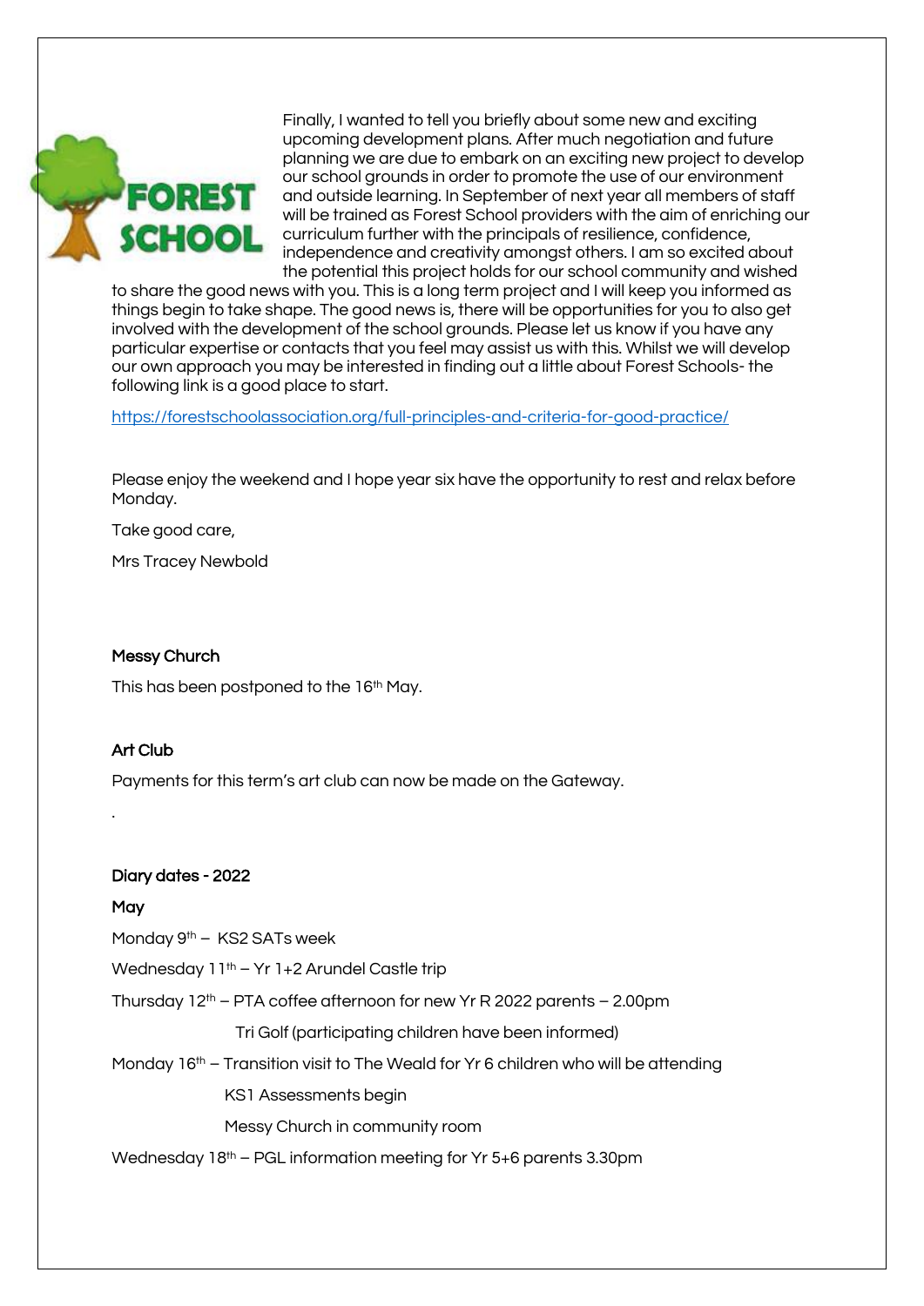Finally, I wanted to tell you briefly about some new and exciting upcoming development plans. After much negotiation and future planning we are due to embark on an exciting new project to develop our school grounds in order to promote the use of our environment and outside learning. In September of next year all members of staff will be trained as Forest School providers with the aim of enriching our curriculum further with the principals of resilience, confidence, independence and creativity amongst others. I am so excited about the potential this project holds for our school community and wished to share the good news with you. This is a long term project and I will keep you informed as things begin to take shape. The good news is, there will be opportunities for you to also get involved with the development of the school grounds. Please let us know if you have any particular expertise or contacts that you feel may assist us with this. Whilst we will develop our own approach you may be interested in finding out a little about Forest Schools- the following link is a good place to start.

https://forestschoolassociation.org/full-principles-and-criteria-for-good-practice/

Please enjoy the weekend and I hope year six have the opportunity to rest and relax before Monday.

Take good care,

Mrs Tracey Newbold

### Messy Church

This has been postponed to the 16th May.

### Art Club

Payments for this term's art club can now be made on the Gateway.

.

### Diary dates - 2022

**May**

Monday 9th – KS2 SATs week

Wednesday 11th – Yr 1+2 Arundel Castle trip

Thursday 12th – PTA coffee afternoon for new Yr R 2022 parents – 2.00pm

Tri Golf (participating children have been informed)

Monday 16th – Transition visit to The Weald for Yr 6 children who will be attending

KS1 Assessments begin

Messy Church in community room

Wednesday 18th – PGL information meeting for Yr 5+6 parents 3.30pm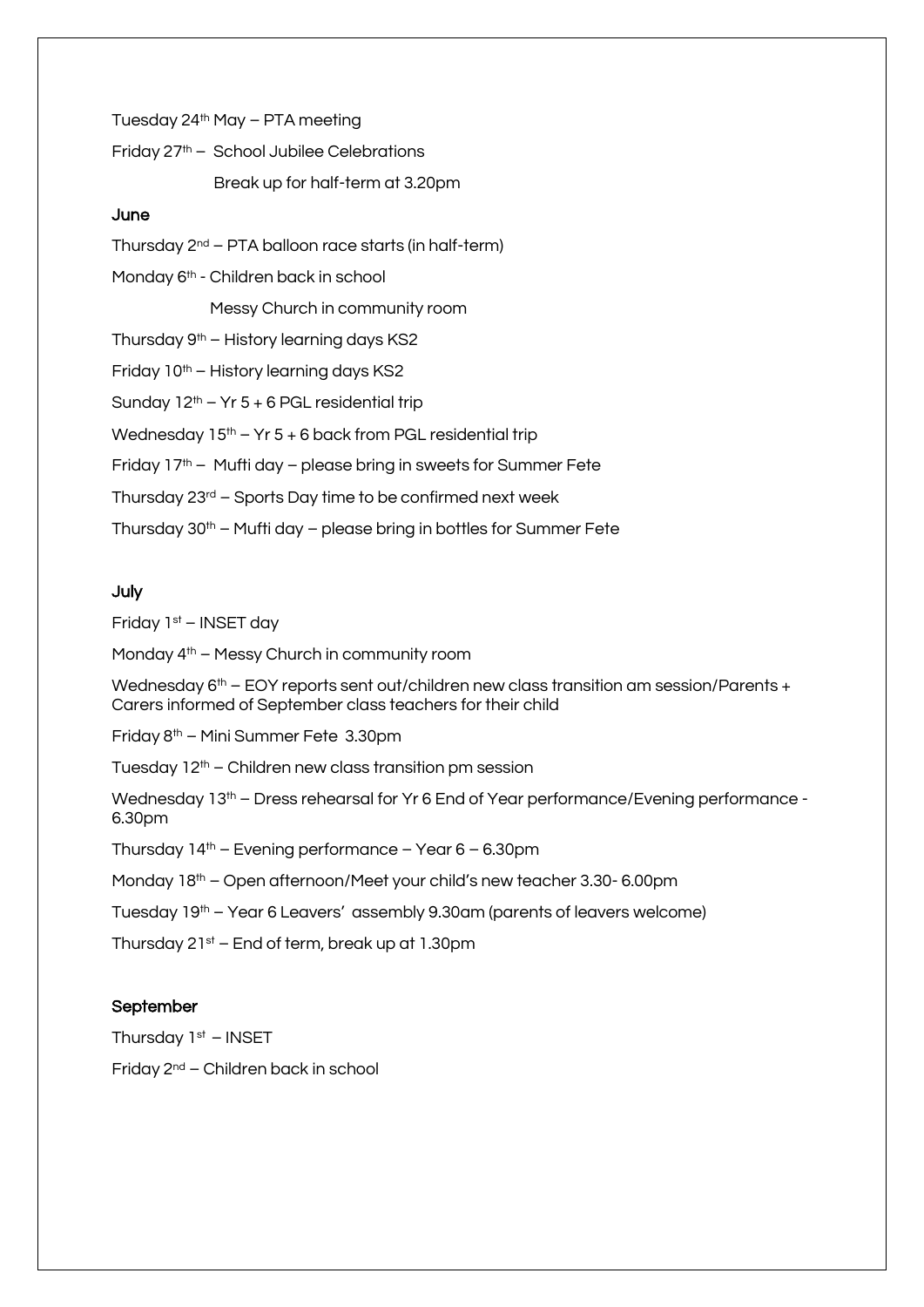Tuesday 24th May – PTA meeting

Friday 27th – School Jubilee Celebrations

Break up for half-term at 3.20pm

**June**

Thursday 2nd – PTA balloon race starts (in half-term)

Monday 6th - Children back in school

Messy Church in community room

Thursday 9th – History learning days KS2

Friday 10th – History learning days KS2

Sunday 12th – Yr 5 + 6 PGL residential trip

Wednesday 15th – Yr 5 + 6 back from PGL residential trip

Friday 17th – Mufti day – please bring in sweets for Summer Fete

Thursday 23rd – Sports Day time to be confirmed next week

Thursday 30th – Mufti day – please bring in bottles for Summer Fete

**July**

Friday 1st – INSET day

Monday 4th – Messy Church in community room

Wednesday 6th – EOY reports sent out/children new class transition am session/Parents + Carers informed of September class teachers for their child

Friday 8th – Mini Summer Fete 3.30pm

Tuesday 12th – Children new class transition pm session

Wednesday 13th – Dress rehearsal for Yr 6 End of Year performance/Evening performance - 6.30pm

Thursday 14th – Evening performance – Year 6 – 6.30pm

Monday 18th – Open afternoon/Meet your child's new teacher 3.30- 6.00pm

Tuesday 19th – Year 6 Leavers' assembly 9.30am (parents of leavers welcome)

Thursday 21st – End of term, break up at 1.30pm

**September**

Thursday 1st – INSET

Friday 2nd – Children back in school